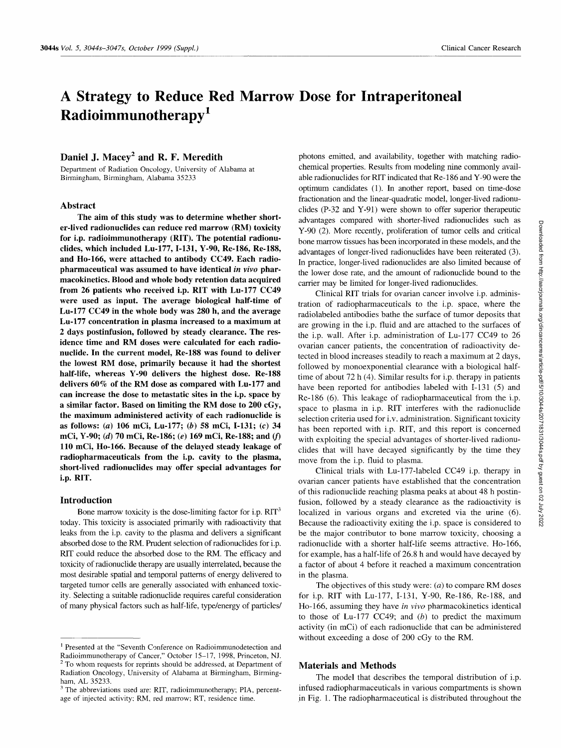# A Strategy to Reduce Red Marrow Dose for Intraperitoneal Radioimmunotherapy[1]

**Daniel J. Macey[2] and R. F. Meredith**

Department of Radiation Oncology, University of Alabama at Birmingham, Birmingham, Alabama 35233

## Abstract

**The aim of this study was to determine whether shorter-lived radionuclides can reduce red marrow (RM) toxicity for i.p. radioimmunotherapy (RIT). The potential radionuclides, which included Lu-177, I-131, Y-90, Re-186, Re-188, and Ho-166, were attached to antibody CC49. Each radiopharmaceutical was assumed to have identical *in vivo* pharmacokinetics. Blood and whole body retention data acquired from 26 patients who received i.p. RIT with Lu-177 CC49 were used as input. The average biological half-time of Lu-177 CC49 in the whole body was 280 h, and the average Lu-177 concentration in plasma increased to a maximum at 2 days postinfusion, followed by steady clearance. The residence time and RM doses were calculated for each radionuclide. In the current model, Re-188 was found to deliver the lowest RM dose, primarily because it had the shortest half-life, whereas Y-90 delivers the highest dose. Re-188 delivers 60% of the RM dose as compared with Lu-177 and can increase the dose to metastatic sites in the i.p. space by a similar factor. Based on limiting the RM dose to 200 cGy, the maximum administered activity of each radionuclide is as follows: (*a*) 106 mCi, Lu-177; (*b*) 58 mCi, I-131; (*c*) 34 mCi, Y-90; (*d*) 70 mCi, Re-186; (*e*) 169 mCi, Re-188; and (*f*) 110 mCi, Ho-166. Because of the delayed steady leakage of radiopharmaceuticals from the i.p. cavity to the plasma, short-lived radionuclides may offer special advantages for i.p. RIT.**

## Introduction

Bone marrow toxicity is the dose-limiting factor for i.p. RIT[3] today. This toxicity is associated primarily with radioactivity that leaks from the i.p. cavity to the plasma and delivers a significant absorbed dose to the RM. Prudent selection of radionuclides for i.p. RIT could reduce the absorbed dose to the RM. The efficacy and toxicity of radionuclide therapy are usually interrelated, because the most desirable spatial and temporal patterns of energy delivered to targeted tumor cells are generally associated with enhanced toxicity. Selecting a suitable radionuclide requires careful consideration of many physical factors such as half-life, type/energy of particles/photons emitted, and availability, together with matching radiochemical properties. Results from modeling nine commonly available radionuclides for RIT indicated that Re-186 and Y-90 were the optimum candidates (1). In another report, based on time-dose fractionation and the linear-quadratic model, longer-lived radionuclides (P-32 and Y-91) were shown to offer superior therapeutic advantages compared with shorter-lived radionuclides such as Y-90 (2). More recently, proliferation of tumor cells and critical bone marrow tissues has been incorporated in these models, and the advantages of longer-lived radionuclides have been reiterated (3). In practice, longer-lived radionuclides are also limited because of the lower dose rate, and the amount of radionuclide bound to the carrier may be limited for longer-lived radionuclides.

Clinical RIT trials for ovarian cancer involve i.p. administration of radiopharmaceuticals to the i.p. space, where the radiolabeled antibodies bathe the surface of tumor deposits that are growing in the i.p. fluid and are attached to the surfaces of the i.p. wall. After i.p. administration of Lu-177 CC49 to 26 ovarian cancer patients, the concentration of radioactivity detected in blood increases steadily to reach a maximum at 2 days, followed by monoexponential clearance with a biological half-time of about 72 h (4). Similar results for i.p. therapy in patients have been reported for antibodies labeled with I-131 (5) and Re-186 (6). This leakage of radiopharmaceutical from the i.p. space to plasma in i.p. RIT interferes with the radionuclide selection criteria used for i.v. administration. Significant toxicity has been reported with i.p. RIT, and this report is concerned with exploiting the special advantages of shorter-lived radionuclides that will have decayed significantly by the time they move from the i.p. fluid to plasma.

Clinical trials with Lu-177-labeled CC49 i.p. therapy in ovarian cancer patients have established that the concentration of this radionuclide reaching plasma peaks at about 48 h postinfusion, followed by a steady clearance as the radioactivity is localized in various organs and excreted via the urine (6). Because the radioactivity exiting the i.p. space is considered to be the major contributor to bone marrow toxicity, choosing a radionuclide with a shorter half-life seems attractive. Ho-166, for example, has a half-life of 26.8 h and would have decayed by a factor of about 4 before it reached a maximum concentration in the plasma.

The objectives of this study were: (*a*) to compare RM doses for i.p. RIT with Lu-177, I-131, Y-90, Re-186, Re-188, and Ho-166, assuming they have *in vivo* pharmacokinetics identical to those of Lu-177 CC49; and (*b*) to predict the maximum activity (in mCi) of each radionuclide that can be administered without exceeding a dose of 200 cGy to the RM.

## Materials and Methods

The model that describes the temporal distribution of i.p. infused radiopharmaceuticals in various compartments is shown in Fig. 1. The radiopharmaceutical is distributed throughout the

---

[1] Presented at the "Seventh Conference on Radioimmunodetection and Radioimmunotherapy of Cancer," October 15–17, 1998, Princeton, NJ.

[2] To whom requests for reprints should be addressed, at Department of Radiation Oncology, University of Alabama at Birmingham, Birmingham, AL 35233.

[3] The abbreviations used are: RIT, radioimmunotherapy; PIA, percentage of injected activity; RM, red marrow; RT, residence time.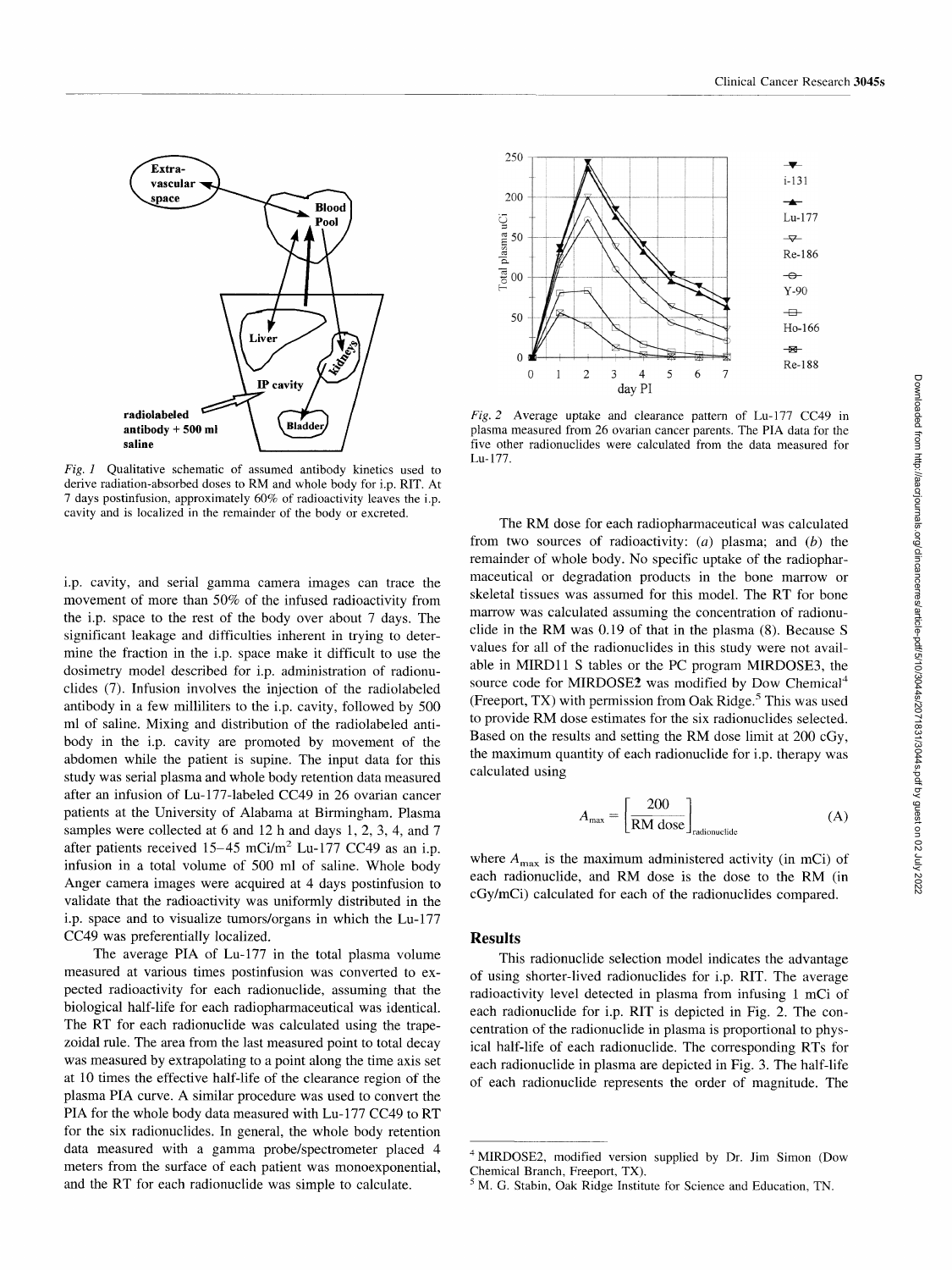Fig. 1 Qualitative schematic of assumed antibody kinetics used to derive radiation-absorbed doses to RM and whole body for i.p. RIT. At 7 days postinfusion, approximately 60% of radioactivity leaves the i.p. cavity and is localized in the remainder of the body or excreted.

Fig. 2 Average uptake and clearance pattern of Lu-177 CC49 in plasma measured from 26 ovarian cancer parents. The PIA data for the five other radionuclides were calculated from the data measured for Lu-177.

i.p. cavity, and serial gamma camera images can trace the movement of more than 50% of the infused radioactivity from the i.p. space to the rest of the body over about 7 days. The significant leakage and difficulties inherent in trying to determine the fraction in the i.p. space make it difficult to use the dosimetry model described for i.p. administration of radionuclides (7). Infusion involves the injection of the radiolabeled antibody in a few milliliters to the i.p. cavity, followed by 500 ml of saline. Mixing and distribution of the radiolabeled antibody in the i.p. cavity are promoted by movement of the abdomen while the patient is supine. The input data for this study was serial plasma and whole body retention data measured after an infusion of Lu-177-labeled CC49 in 26 ovarian cancer patients at the University of Alabama at Birmingham. Plasma samples were collected at 6 and 12 h and days 1, 2, 3, 4, and 7 after patients received 15–45 mCi/m$^2$ Lu-177 CC49 as an i.p. infusion in a total volume of 500 ml of saline. Whole body Anger camera images were acquired at 4 days postinfusion to validate that the radioactivity was uniformly distributed in the i.p. space and to visualize tumors/organs in which the Lu-177 CC49 was preferentially localized.

The average PIA of Lu-177 in the total plasma volume measured at various times postinfusion was converted to expected radioactivity for each radionuclide, assuming that the biological half-life for each radiopharmaceutical was identical. The RT for each radionuclide was calculated using the trapezoidal rule. The area from the last measured point to total decay was measured by extrapolating to a point along the time axis set at 10 times the effective half-life of the clearance region of the plasma PIA curve. A similar procedure was used to convert the PIA for the whole body data measured with Lu-177 CC49 to RT for the six radionuclides. In general, the whole body retention data measured with a gamma probe/spectrometer placed 4 meters from the surface of each patient was monoexponential, and the RT for each radionuclide was simple to calculate.

The RM dose for each radiopharmaceutical was calculated from two sources of radioactivity: (*a*) plasma; and (*b*) the remainder of whole body. No specific uptake of the radiopharmaceutical or degradation products in the bone marrow or skeletal tissues was assumed for this model. The RT for bone marrow was calculated assuming the concentration of radionuclide in the RM was 0.19 of that in the plasma (8). Because S values for all of the radionuclides in this study were not available in MIRD11 S tables or the PC program MIRDOSE3, the source code for MIRDOSE2 was modified by Dow Chemical[4] (Freeport, TX) with permission from Oak Ridge.[5] This was used to provide RM dose estimates for the six radionuclides selected. Based on the results and setting the RM dose limit at 200 cGy, the maximum quantity of each radionuclide for i.p. therapy was calculated using

$$A_{\max} = \left[\frac{200}{\text{RM dose}}\right]_{\text{radionuclide}} \tag{A}$$

where $A_{\max}$ is the maximum administered activity (in mCi) of each radionuclide, and RM dose is the dose to the RM (in cGy/mCi) calculated for each of the radionuclides compared.

## Results

This radionuclide selection model indicates the advantage of using shorter-lived radionuclides for i.p. RIT. The average radioactivity level detected in plasma from infusing 1 mCi of each radionuclide for i.p. RIT is depicted in Fig. 2. The concentration of the radionuclide in plasma is proportional to physical half-life of each radionuclide. The corresponding RTs for each radionuclide in plasma are depicted in Fig. 3. The half-life of each radionuclide represents the order of magnitude. The

[4] MIRDOSE2, modified version supplied by Dr. Jim Simon (Dow Chemical Branch, Freeport, TX).

[5] M. G. Stabin, Oak Ridge Institute for Science and Education, TN.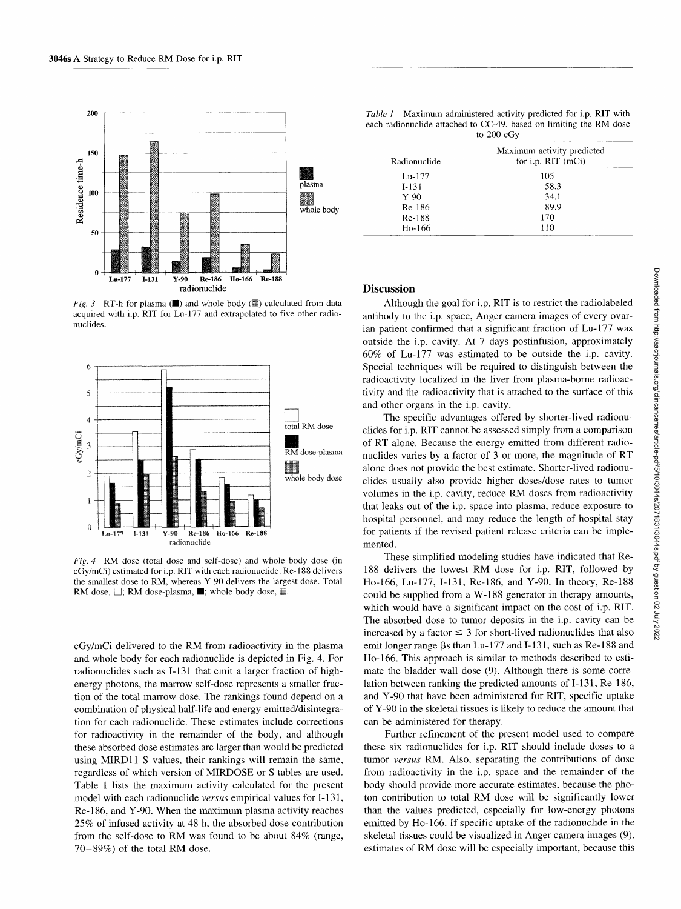Fig. 3 RT-h for plasma (■) and whole body (▩) calculated from data acquired with i.p. RIT for Lu-177 and extrapolated to five other radionuclides.

Fig. 4 RM dose (total dose and self-dose) and whole body dose (in cGy/mCi) estimated for i.p. RIT with each radionuclide. Re-188 delivers the smallest dose to RM, whereas Y-90 delivers the largest dose. Total RM dose, □; RM dose-plasma, ■; whole body dose, ▩.

cGy/mCi delivered to the RM from radioactivity in the plasma and whole body for each radionuclide is depicted in Fig. 4. For radionuclides such as I-131 that emit a larger fraction of high-energy photons, the marrow self-dose represents a smaller fraction of the total marrow dose. The rankings found depend on a combination of physical half-life and energy emitted/disintegration for each radionuclide. These estimates include corrections for radioactivity in the remainder of the body, and although these absorbed dose estimates are larger than would be predicted using MIRD11 S values, their rankings will remain the same, regardless of which version of MIRDOSE or S tables are used. Table 1 lists the maximum activity calculated for the present model with each radionuclide *versus* empirical values for I-131, Re-186, and Y-90. When the maximum plasma activity reaches 25% of infused activity at 48 h, the absorbed dose contribution from the self-dose to RM was found to be about 84% (range, 70–89%) of the total RM dose.

*Table 1* Maximum administered activity predicted for i.p. RIT with each radionuclide attached to CC-49, based on limiting the RM dose to 200 cGy

| Radionuclide | Maximum activity predicted for i.p. RIT (mCi) |
|---|---|
| Lu-177 | 105 |
| I-131 | 58.3 |
| Y-90 | 34.1 |
| Re-186 | 89.9 |
| Re-188 | 170 |
| Ho-166 | 110 |

## Discussion

Although the goal for i.p. RIT is to restrict the radiolabeled antibody to the i.p. space, Anger camera images of every ovarian patient confirmed that a significant fraction of Lu-177 was outside the i.p. cavity. At 7 days postinfusion, approximately 60% of Lu-177 was estimated to be outside the i.p. cavity. Special techniques will be required to distinguish between the radioactivity localized in the liver from plasma-borne radioactivity and the radioactivity that is attached to the surface of this and other organs in the i.p. cavity.

The specific advantages offered by shorter-lived radionuclides for i.p. RIT cannot be assessed simply from a comparison of RT alone. Because the energy emitted from different radionuclides varies by a factor of 3 or more, the magnitude of RT alone does not provide the best estimate. Shorter-lived radionuclides usually also provide higher doses/dose rates to tumor volumes in the i.p. cavity, reduce RM doses from radioactivity that leaks out of the i.p. space into plasma, reduce exposure to hospital personnel, and may reduce the length of hospital stay for patients if the revised patient release criteria can be implemented.

These simplified modeling studies have indicated that Re-188 delivers the lowest RM dose for i.p. RIT, followed by Ho-166, Lu-177, I-131, Re-186, and Y-90. In theory, Re-188 could be supplied from a W-188 generator in therapy amounts, which would have a significant impact on the cost of i.p. RIT. The absorbed dose to tumor deposits in the i.p. cavity can be increased by a factor ≤ 3 for short-lived radionuclides that also emit longer range βs than Lu-177 and I-131, such as Re-188 and Ho-166. This approach is similar to methods described to estimate the bladder wall dose (9). Although there is some correlation between ranking the predicted amounts of I-131, Re-186, and Y-90 that have been administered for RIT, specific uptake of Y-90 in the skeletal tissues is likely to reduce the amount that can be administered for therapy.

Further refinement of the present model used to compare these six radionuclides for i.p. RIT should include doses to a tumor *versus* RM. Also, separating the contributions of dose from radioactivity in the i.p. space and the remainder of the body should provide more accurate estimates, because the photon contribution to total RM dose will be significantly lower than the values predicted, especially for low-energy photons emitted by Ho-166. If specific uptake of the radionuclide in the skeletal tissues could be visualized in Anger camera images (9), estimates of RM dose will be especially important, because this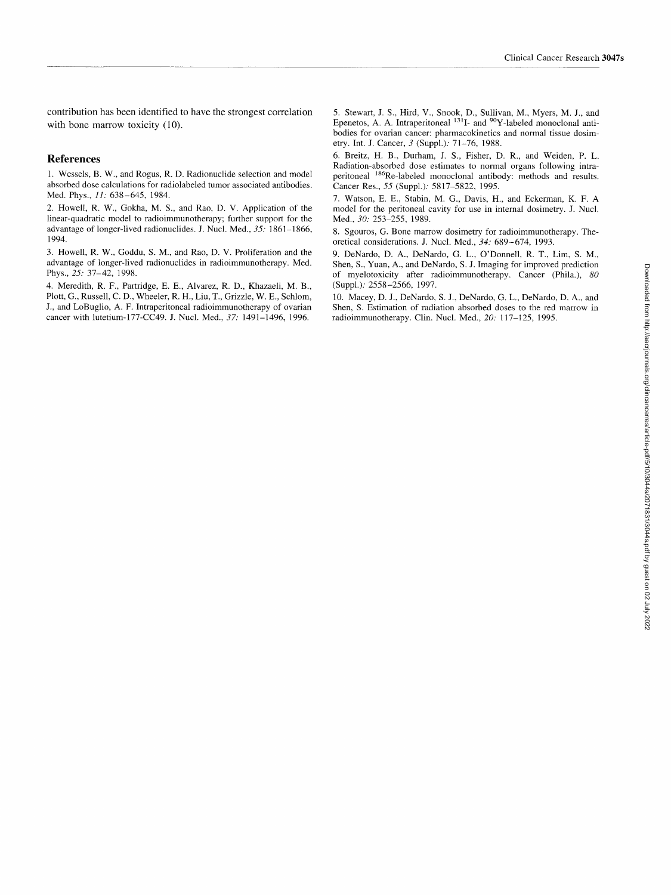contribution has been identified to have the strongest correlation with bone marrow toxicity (10).

## References

1. Wessels, B. W., and Rogus, R. D. Radionuclide selection and model absorbed dose calculations for radiolabeled tumor associated antibodies. Med. Phys., *11:* 638–645, 1984.

2. Howell, R. W., Gokha, M. S., and Rao, D. V. Application of the linear-quadratic model to radioimmunotherapy; further support for the advantage of longer-lived radionuclides. J. Nucl. Med., *35:* 1861–1866, 1994.

3. Howell, R. W., Goddu, S. M., and Rao, D. V. Proliferation and the advantage of longer-lived radionuclides in radioimmunotherapy. Med. Phys., *25:* 37–42, 1998.

4. Meredith, R. F., Partridge, E. E., Alvarez, R. D., Khazaeli, M. B., Plott, G., Russell, C. D., Wheeler, R. H., Liu, T., Grizzle, W. E., Schlom, J., and LoBuglio, A. F. Intraperitoneal radioimmunotherapy of ovarian cancer with lutetium-177-CC49. J. Nucl. Med., *37:* 1491–1496, 1996.

5. Stewart, J. S., Hird, V., Snook, D., Sullivan, M., Myers, M. J., and Epenetos, A. A. Intraperitoneal $^{131}$I- and $^{90}$Y-labeled monoclonal antibodies for ovarian cancer: pharmacokinetics and normal tissue dosimetry. Int. J. Cancer, *3* (Suppl.)*:* 71–76, 1988.

6. Breitz, H. B., Durham, J. S., Fisher, D. R., and Weiden, P. L. Radiation-absorbed dose estimates to normal organs following intraperitoneal $^{186}$Re-labeled monoclonal antibody: methods and results. Cancer Res., *55* (Suppl.)*:* 5817–5822, 1995.

7. Watson, E. E., Stabin, M. G., Davis, H., and Eckerman, K. F. A model for the peritoneal cavity for use in internal dosimetry. J. Nucl. Med., *30:* 253–255, 1989.

8. Sgouros, G. Bone marrow dosimetry for radioimmunotherapy. Theoretical considerations. J. Nucl. Med., *34:* 689–674, 1993.

9. DeNardo, D. A., DeNardo, G. L., O'Donnell, R. T., Lim, S. M., Shen, S., Yuan, A., and DeNardo, S. J. Imaging for improved prediction of myelotoxicity after radioimmunotherapy. Cancer (Phila.), *80* (Suppl.)*:* 2558–2566, 1997.

10. Macey, D. J., DeNardo, S. J., DeNardo, G. L., DeNardo, D. A., and Shen, S. Estimation of radiation absorbed doses to the red marrow in radioimmunotherapy. Clin. Nucl. Med., *20:* 117–125, 1995.